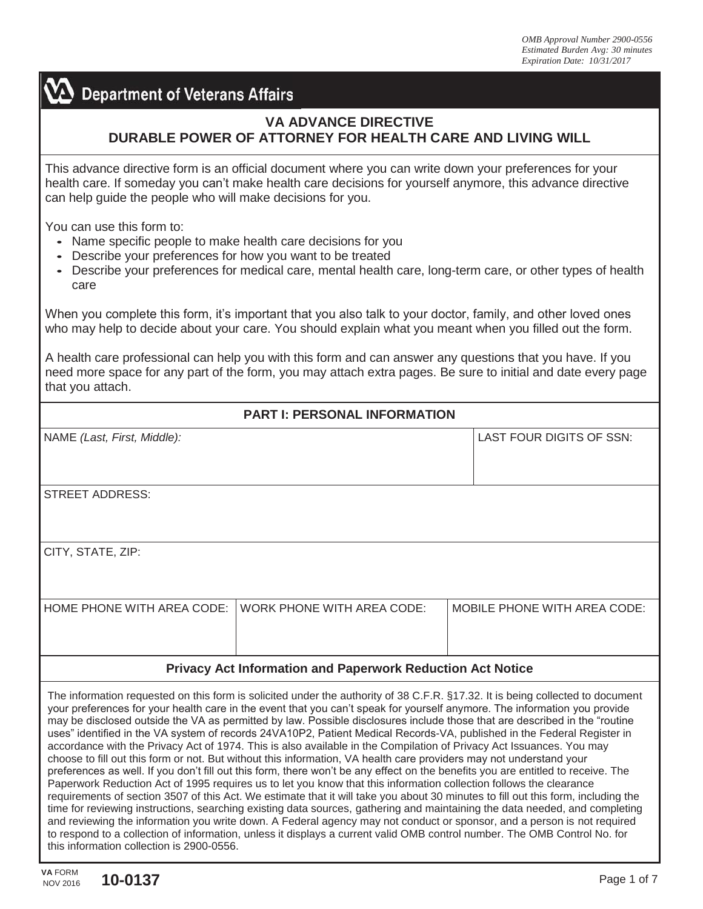OMB Approval Number 2900-0556
Estimated Burden Avg: 30 minutes
Expiration Date: 10/31/2017

**Department of Veterans Affairs**

# VA ADVANCE DIRECTIVE
## DURABLE POWER OF ATTORNEY FOR HEALTH CARE AND LIVING WILL

This advance directive form is an official document where you can write down your preferences for your health care. If someday you can't make health care decisions for yourself anymore, this advance directive can help guide the people who will make decisions for you.

You can use this form to:

- Name specific people to make health care decisions for you
- Describe your preferences for how you want to be treated
- Describe your preferences for medical care, mental health care, long-term care, or other types of health care

When you complete this form, it's important that you also talk to your doctor, family, and other loved ones who may help to decide about your care. You should explain what you meant when you filled out the form.

A health care professional can help you with this form and can answer any questions that you have. If you need more space for any part of the form, you may attach extra pages. Be sure to initial and date every page that you attach.

## PART I: PERSONAL INFORMATION

| NAME *(Last, First, Middle)*: | | LAST FOUR DIGITS OF SSN: |
|---|---|---|
| | | |
| STREET ADDRESS: | | |
| | | |
| CITY, STATE, ZIP: | | |
| | | |
| HOME PHONE WITH AREA CODE: | WORK PHONE WITH AREA CODE: | MOBILE PHONE WITH AREA CODE: |
| | | |

### Privacy Act Information and Paperwork Reduction Act Notice

The information requested on this form is solicited under the authority of 38 C.F.R. §17.32. It is being collected to document your preferences for your health care in the event that you can't speak for yourself anymore. The information you provide may be disclosed outside the VA as permitted by law. Possible disclosures include those that are described in the "routine uses" identified in the VA system of records 24VA10P2, Patient Medical Records-VA, published in the Federal Register in accordance with the Privacy Act of 1974. This is also available in the Compilation of Privacy Act Issuances. You may choose to fill out this form or not. But without this information, VA health care providers may not understand your preferences as well. If you don't fill out this form, there won't be any effect on the benefits you are entitled to receive. The Paperwork Reduction Act of 1995 requires us to let you know that this information collection follows the clearance requirements of section 3507 of this Act. We estimate that it will take you about 30 minutes to fill out this form, including the time for reviewing instructions, searching existing data sources, gathering and maintaining the data needed, and completing and reviewing the information you write down. A Federal agency may not conduct or sponsor, and a person is not required to respond to a collection of information, unless it displays a current valid OMB control number. The OMB Control No. for this information collection is 2900-0556.

VA FORM NOV 2016 **10-0137**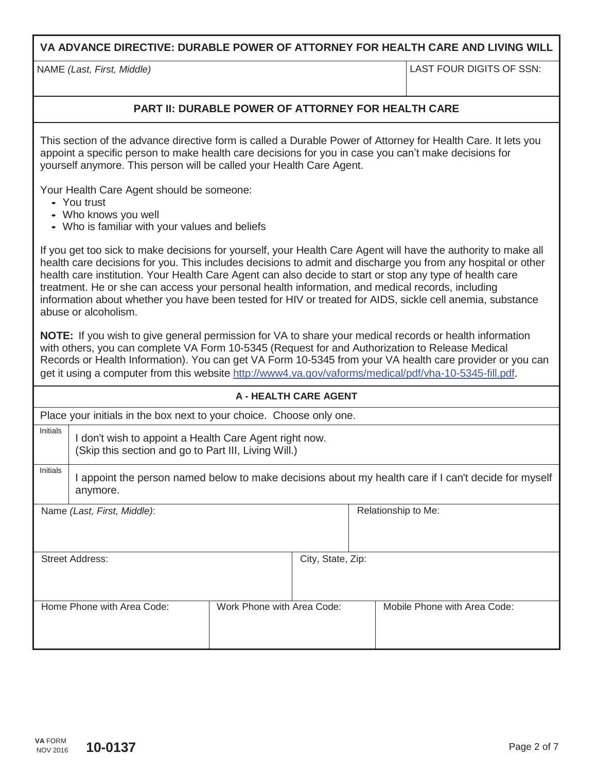# VA ADVANCE DIRECTIVE: DURABLE POWER OF ATTORNEY FOR HEALTH CARE AND LIVING WILL

| NAME *(Last, First, Middle)* | LAST FOUR DIGITS OF SSN: |
|---|---|
| | |

## PART II: DURABLE POWER OF ATTORNEY FOR HEALTH CARE

This section of the advance directive form is called a Durable Power of Attorney for Health Care. It lets you appoint a specific person to make health care decisions for you in case you can't make decisions for yourself anymore. This person will be called your Health Care Agent.

Your Health Care Agent should be someone:

- You trust
- Who knows you well
- Who is familiar with your values and beliefs

If you get too sick to make decisions for yourself, your Health Care Agent will have the authority to make all health care decisions for you. This includes decisions to admit and discharge you from any hospital or other health care institution. Your Health Care Agent can also decide to start or stop any type of health care treatment. He or she can access your personal health information, and medical records, including information about whether you have been tested for HIV or treated for AIDS, sickle cell anemia, substance abuse or alcoholism.

**NOTE:** If you wish to give general permission for VA to share your medical records or health information with others, you can complete VA Form 10-5345 (Request for and Authorization to Release Medical Records or Health Information). You can get VA Form 10-5345 from your VA health care provider or you can get it using a computer from this website http://www4.va.gov/vaforms/medical/pdf/vha-10-5345-fill.pdf.

### A - HEALTH CARE AGENT

Place your initials in the box next to your choice. Choose only one.

| Initials | Choice |
|---|---|
| | I don't wish to appoint a Health Care Agent right now. (Skip this section and go to Part III, Living Will.) |
| | I appoint the person named below to make decisions about my health care if I can't decide for myself anymore. |

| Name *(Last, First, Middle)*: | Relationship to Me: |
|---|---|
| | |

| Street Address: | City, State, Zip: |
|---|---|
| | |

| Home Phone with Area Code: | Work Phone with Area Code: | Mobile Phone with Area Code: |
|---|---|---|
| | | |

VA FORM NOV 2016 **10-0137**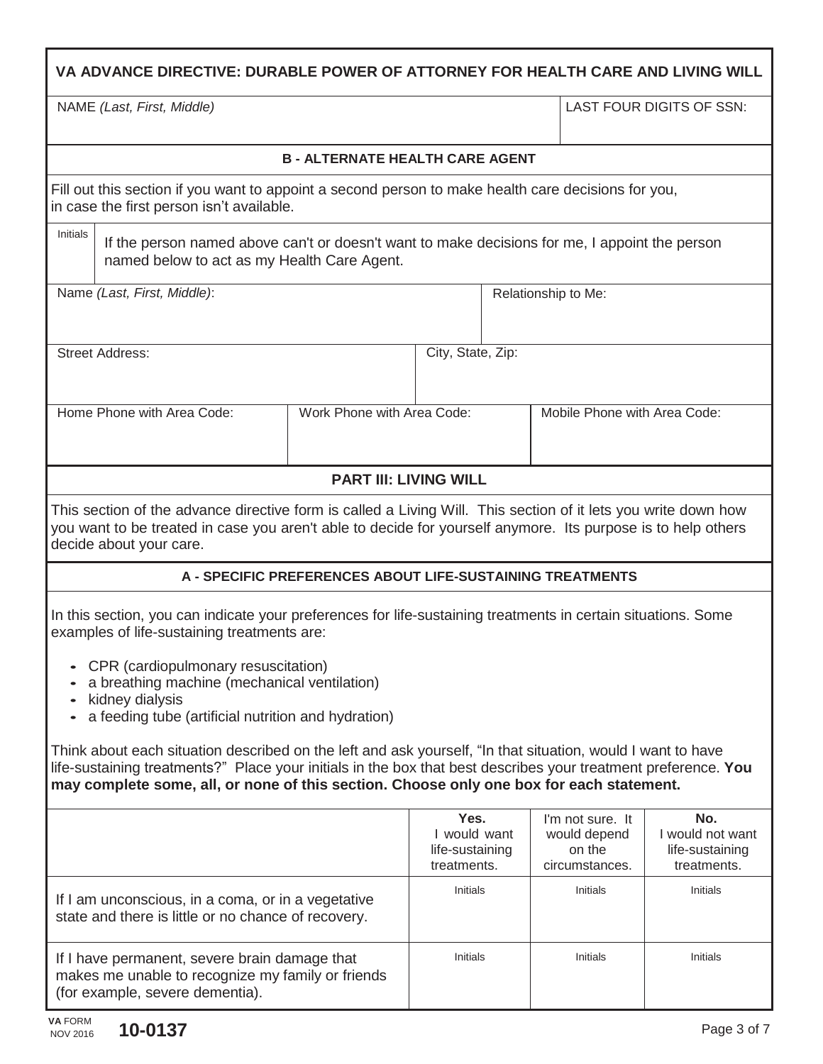# VA ADVANCE DIRECTIVE: DURABLE POWER OF ATTORNEY FOR HEALTH CARE AND LIVING WILL

| NAME *(Last, First, Middle)* | LAST FOUR DIGITS OF SSN: |
|---|---|
| | |

## B - ALTERNATE HEALTH CARE AGENT

Fill out this section if you want to appoint a second person to make health care decisions for you, in case the first person isn't available.

| Initials | If the person named above can't or doesn't want to make decisions for me, I appoint the person named below to act as my Health Care Agent. |
|---|---|
| | |

| Name *(Last, First, Middle)*: | Relationship to Me: |
|---|---|
| | |

| Street Address: | City, State, Zip: |
|---|---|
| | |

| Home Phone with Area Code: | Work Phone with Area Code: | Mobile Phone with Area Code: |
|---|---|---|
| | | |

## PART III: LIVING WILL

This section of the advance directive form is called a Living Will. This section of it lets you write down how you want to be treated in case you aren't able to decide for yourself anymore. Its purpose is to help others decide about your care.

### A - SPECIFIC PREFERENCES ABOUT LIFE-SUSTAINING TREATMENTS

In this section, you can indicate your preferences for life-sustaining treatments in certain situations. Some examples of life-sustaining treatments are:

- CPR (cardiopulmonary resuscitation)
- a breathing machine (mechanical ventilation)
- kidney dialysis
- a feeding tube (artificial nutrition and hydration)

Think about each situation described on the left and ask yourself, "In that situation, would I want to have life-sustaining treatments?" Place your initials in the box that best describes your treatment preference. **You may complete some, all, or none of this section. Choose only one box for each statement.**

| | **Yes.** I would want life-sustaining treatments. | I'm not sure. It would depend on the circumstances. | **No.** I would not want life-sustaining treatments. |
|---|---|---|---|
| If I am unconscious, in a coma, or in a vegetative state and there is little or no chance of recovery. | Initials | Initials | Initials |
| If I have permanent, severe brain damage that makes me unable to recognize my family or friends (for example, severe dementia). | Initials | Initials | Initials |

**VA** FORM NOV 2016 **10-0137**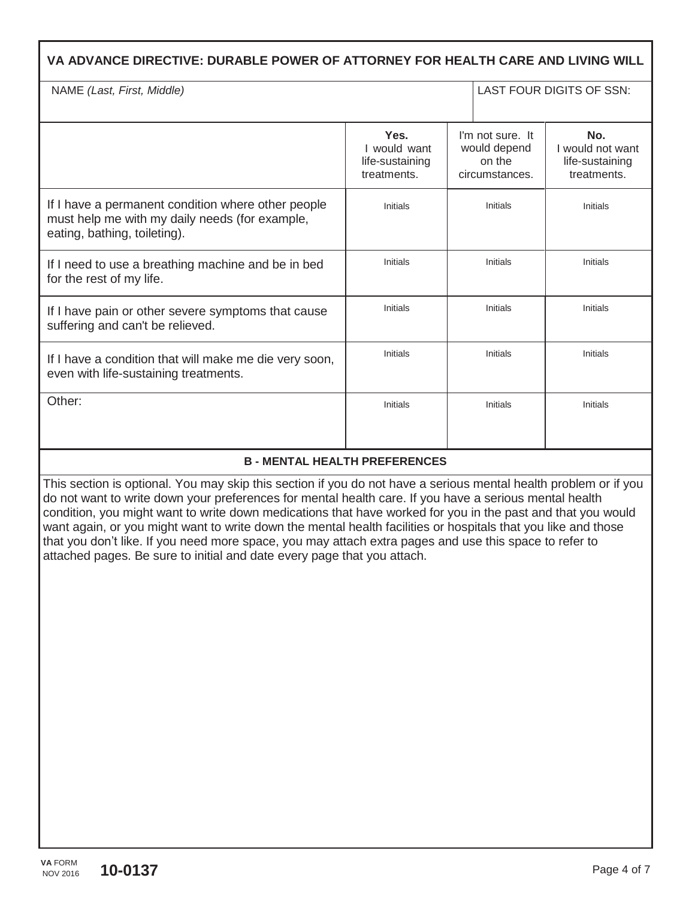# VA ADVANCE DIRECTIVE: DURABLE POWER OF ATTORNEY FOR HEALTH CARE AND LIVING WILL

| NAME *(Last, First, Middle)* | LAST FOUR DIGITS OF SSN: |
|---|---|
| | |

| | **Yes.** I would want life-sustaining treatments. | I'm not sure. It would depend on the circumstances. | **No.** I would not want life-sustaining treatments. |
|---|---|---|---|
| If I have a permanent condition where other people must help me with my daily needs (for example, eating, bathing, toileting). | Initials | Initials | Initials |
| If I need to use a breathing machine and be in bed for the rest of my life. | Initials | Initials | Initials |
| If I have pain or other severe symptoms that cause suffering and can't be relieved. | Initials | Initials | Initials |
| If I have a condition that will make me die very soon, even with life-sustaining treatments. | Initials | Initials | Initials |
| Other: | Initials | Initials | Initials |

## B - MENTAL HEALTH PREFERENCES

This section is optional. You may skip this section if you do not have a serious mental health problem or if you do not want to write down your preferences for mental health care. If you have a serious mental health condition, you might want to write down medications that have worked for you in the past and that you would want again, or you might want to write down the mental health facilities or hospitals that you like and those that you don't like. If you need more space, you may attach extra pages and use this space to refer to attached pages. Be sure to initial and date every page that you attach.

**VA** FORM NOV 2016 **10-0137**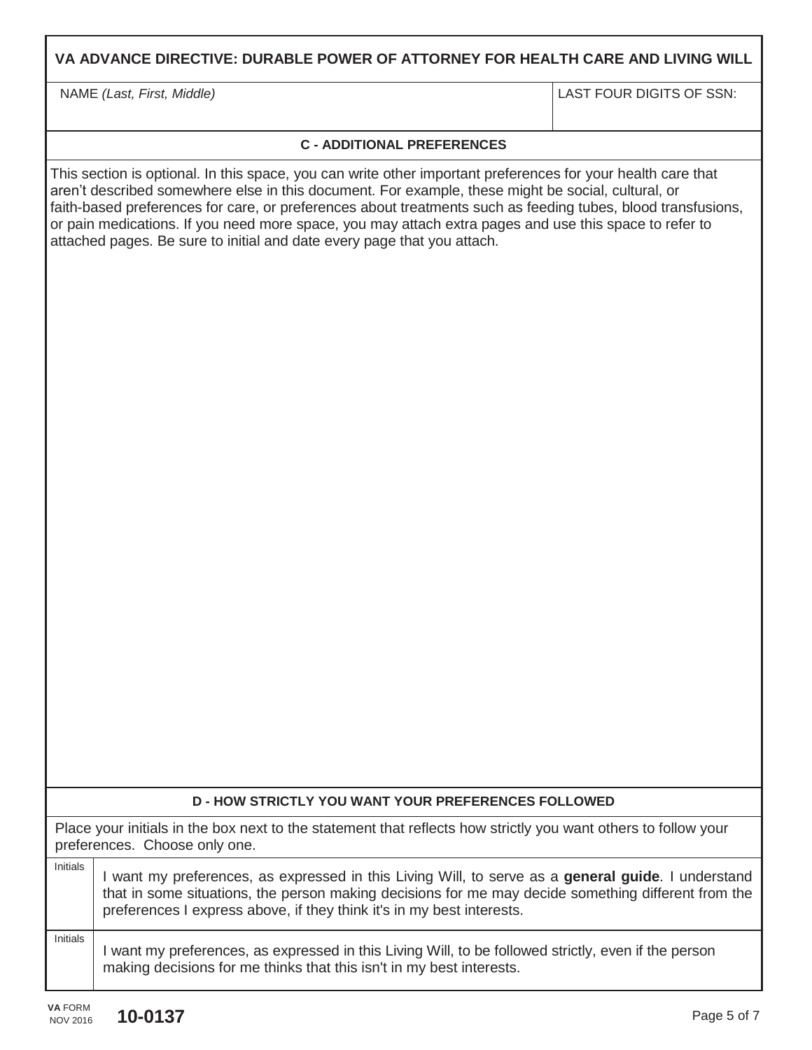# VA ADVANCE DIRECTIVE: DURABLE POWER OF ATTORNEY FOR HEALTH CARE AND LIVING WILL

| NAME *(Last, First, Middle)* | LAST FOUR DIGITS OF SSN: |
| --- | --- |
| | |

## C - ADDITIONAL PREFERENCES

This section is optional. In this space, you can write other important preferences for your health care that aren't described somewhere else in this document. For example, these might be social, cultural, or faith-based preferences for care, or preferences about treatments such as feeding tubes, blood transfusions, or pain medications. If you need more space, you may attach extra pages and use this space to refer to attached pages. Be sure to initial and date every page that you attach.

## D - HOW STRICTLY YOU WANT YOUR PREFERENCES FOLLOWED

Place your initials in the box next to the statement that reflects how strictly you want others to follow your preferences. Choose only one.

| Initials | Statement |
| --- | --- |
| | I want my preferences, as expressed in this Living Will, to serve as a **general guide**. I understand that in some situations, the person making decisions for me may decide something different from the preferences I express above, if they think it's in my best interests. |
| | I want my preferences, as expressed in this Living Will, to be followed strictly, even if the person making decisions for me thinks that this isn't in my best interests. |

**VA** FORM NOV 2016 **10-0137**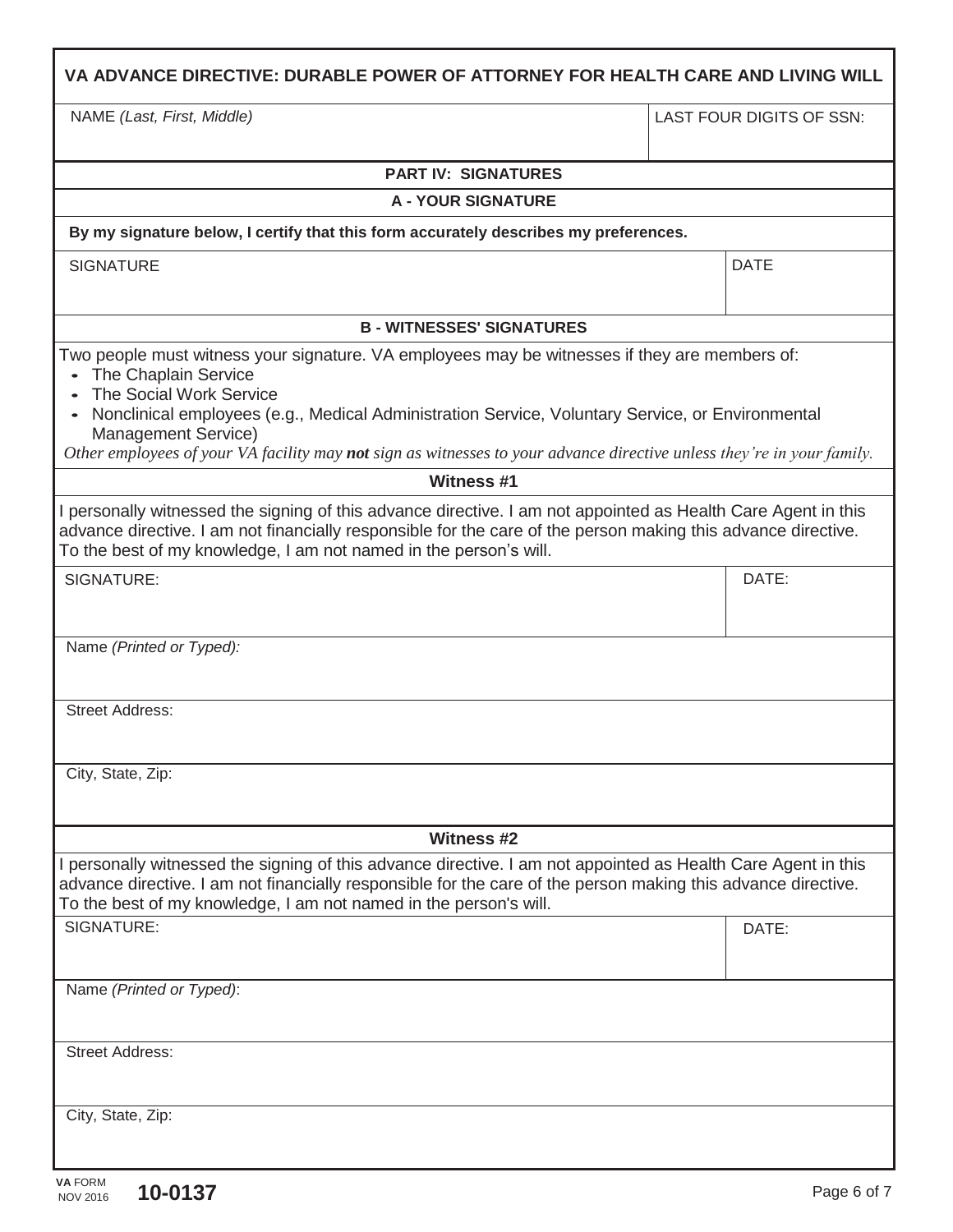# VA ADVANCE DIRECTIVE: DURABLE POWER OF ATTORNEY FOR HEALTH CARE AND LIVING WILL

| NAME *(Last, First, Middle)* | LAST FOUR DIGITS OF SSN: |
|---|---|
| | |

## PART IV: SIGNATURES

### A - YOUR SIGNATURE

**By my signature below, I certify that this form accurately describes my preferences.**

| SIGNATURE | DATE |
|---|---|
| | |

### B - WITNESSES' SIGNATURES

Two people must witness your signature. VA employees may be witnesses if they are members of:

- The Chaplain Service
- The Social Work Service
- Nonclinical employees (e.g., Medical Administration Service, Voluntary Service, or Environmental Management Service)

*Other employees of your VA facility may **not** sign as witnesses to your advance directive unless they're in your family.*

#### Witness #1

I personally witnessed the signing of this advance directive. I am not appointed as Health Care Agent in this advance directive. I am not financially responsible for the care of the person making this advance directive. To the best of my knowledge, I am not named in the person's will.

| SIGNATURE: | DATE: |
|---|---|
| | |

Name *(Printed or Typed):*

Street Address:

City, State, Zip:

#### Witness #2

I personally witnessed the signing of this advance directive. I am not appointed as Health Care Agent in this advance directive. I am not financially responsible for the care of the person making this advance directive. To the best of my knowledge, I am not named in the person's will.

| SIGNATURE: | DATE: |
|---|---|
| | |

Name *(Printed or Typed)*:

Street Address:

City, State, Zip:

**VA** FORM NOV 2016 **10-0137**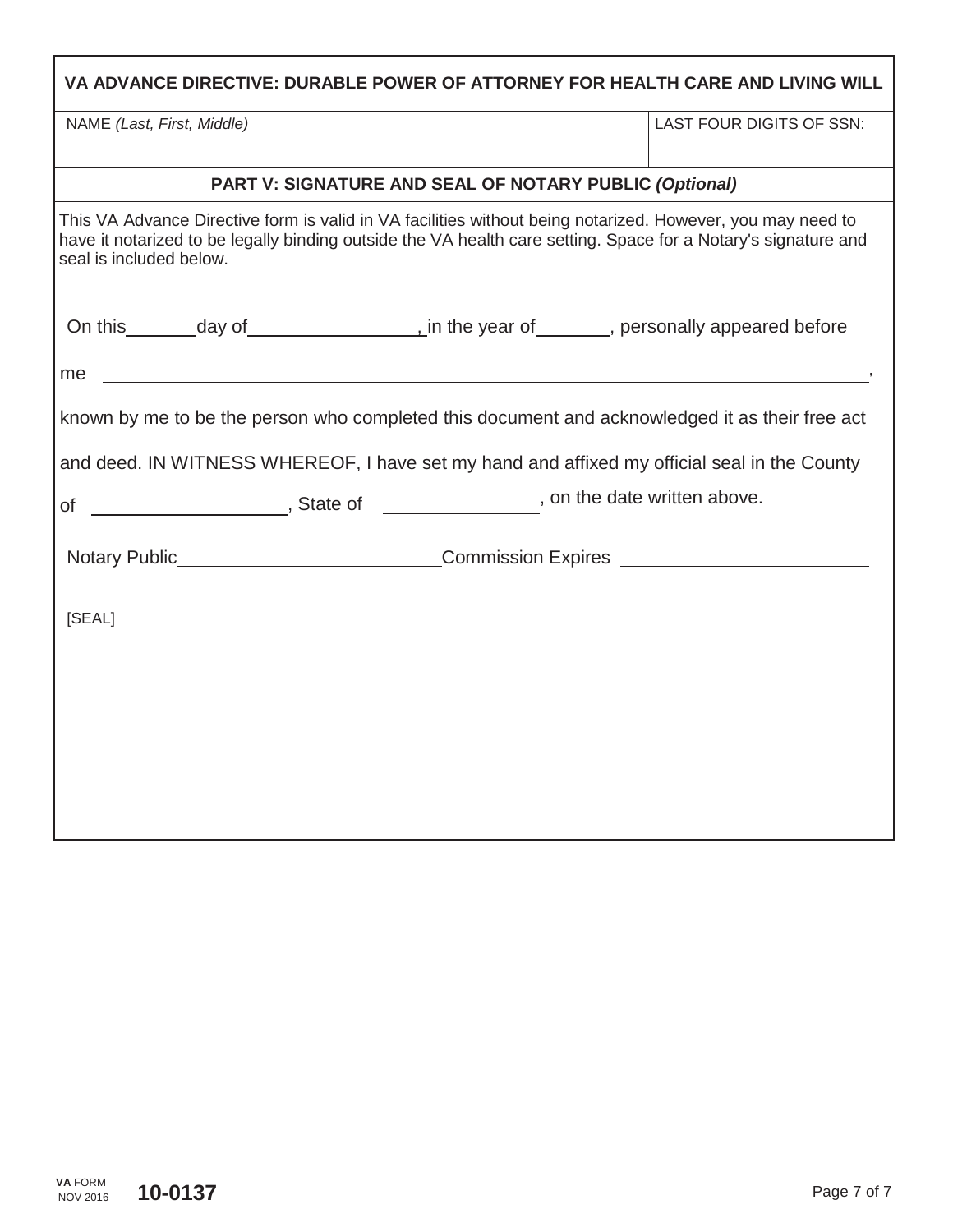## VA ADVANCE DIRECTIVE: DURABLE POWER OF ATTORNEY FOR HEALTH CARE AND LIVING WILL

| NAME *(Last, First, Middle)* | LAST FOUR DIGITS OF SSN: |
| --- | --- |
| | |

### PART V: SIGNATURE AND SEAL OF NOTARY PUBLIC *(Optional)*

This VA Advance Directive form is valid in VA facilities without being notarized. However, you may need to have it notarized to be legally binding outside the VA health care setting. Space for a Notary's signature and seal is included below.

On this_______day of________________, in the year of_______, personally appeared before

me ______________________________________________________________________________,

known by me to be the person who completed this document and acknowledged it as their free act and deed. IN WITNESS WHEREOF, I have set my hand and affixed my official seal in the County

of __________________, State of _______________, on the date written above.

Notary Public_________________________Commission Expires _______________________

[SEAL]

VA FORM NOV 2016 **10-0137**